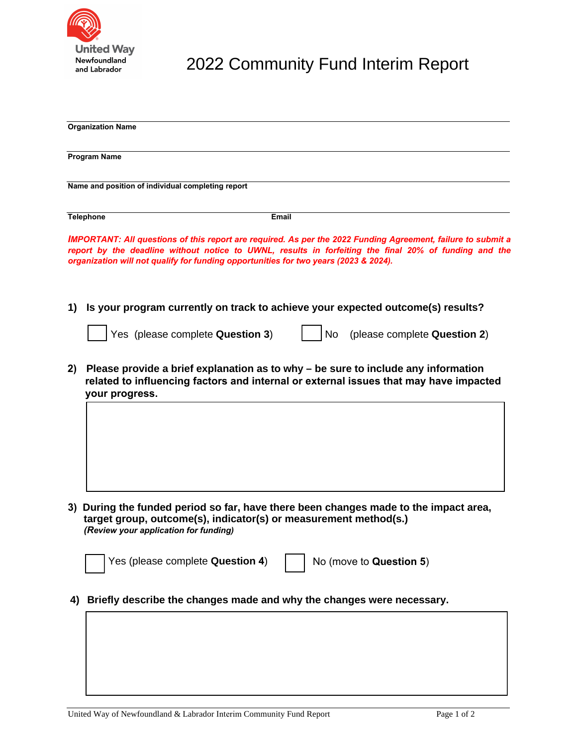United Way Newfoundland and Labrador

# 2022 Community Fund Interim Report

**Organization Name**

**Program Name**

**Name and position of individual completing report**

**Telephone** **Email**

***IMPORTANT: All questions of this report are required. As per the 2022 Funding Agreement, failure to submit a report by the deadline without notice to UWNL, results in forfeiting the final 20% of funding and the organization will not qualify for funding opportunities for two years (2023 & 2024).***

**1) Is your program currently on track to achieve your expected outcome(s) results?**

☐ Yes (please complete **Question 3**) ☐ No (please complete **Question 2**)

**2) Please provide a brief explanation as to why – be sure to include any information related to influencing factors and internal or external issues that may have impacted your progress.**

**3) During the funded period so far, have there been changes made to the impact area, target group, outcome(s), indicator(s) or measurement method(s.)**
***(Review your application for funding)***

☐ Yes (please complete **Question 4**) ☐ No (move to **Question 5**)

**4) Briefly describe the changes made and why the changes were necessary.**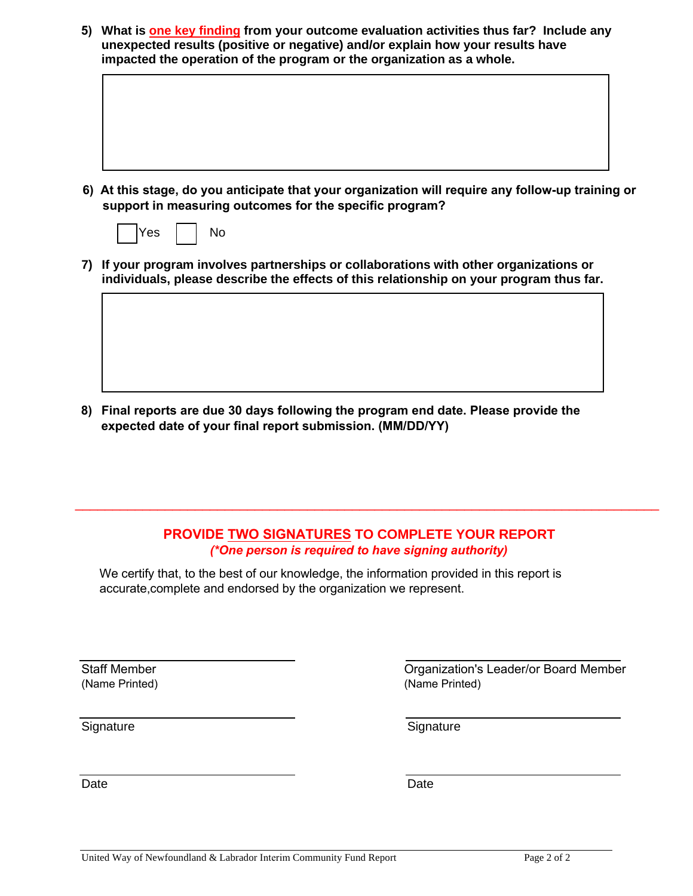5) **What is <u>one key finding</u> from your outcome evaluation activities thus far? Include any unexpected results (positive or negative) and/or explain how your results have impacted the operation of the program or the organization as a whole.**

6) **At this stage, do you anticipate that your organization will require any follow-up training or support in measuring outcomes for the specific program?**

☐ Yes ☐ No

7) **If your program involves partnerships or collaborations with other organizations or individuals, please describe the effects of this relationship on your program thus far.**

8) **Final reports are due 30 days following the program end date. Please provide the expected date of your final report submission. (MM/DD/YY)**

---

## PROVIDE <u>TWO SIGNATURES</u> TO COMPLETE YOUR REPORT

***(\*One person is required to have signing authority)***

We certify that, to the best of our knowledge, the information provided in this report is accurate,complete and endorsed by the organization we represent.

| | |
|---|---|
| Staff Member (Name Printed) | Organization's Leader/or Board Member (Name Printed) |
| Signature | Signature |
| Date | Date |